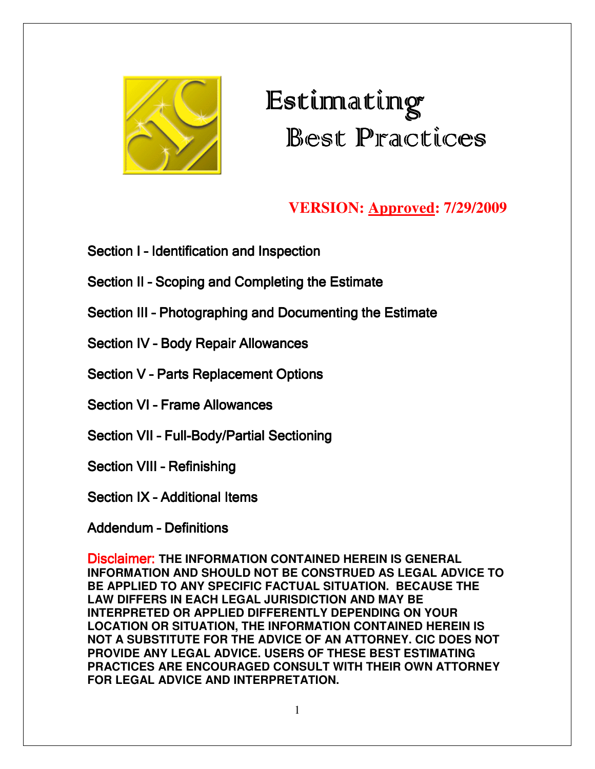# Estimating Best Practices

**VERSION: Approved: 7/29/2009**

Section I - Identification and Inspection

Section II - Scoping and Completing the Estimate

Section III - Photographing and Documenting the Estimate

Section IV - Body Repair Allowances

Section V - Parts Replacement Options

Section VI - Frame Allowances

Section VII - Full-Body/Partial Sectioning

Section VIII - Refinishing

Section IX - Additional Items

Addendum - Definitions

Disclaimer: **THE INFORMATION CONTAINED HEREIN IS GENERAL INFORMATION AND SHOULD NOT BE CONSTRUED AS LEGAL ADVICE TO BE APPLIED TO ANY SPECIFIC FACTUAL SITUATION. BECAUSE THE LAW DIFFERS IN EACH LEGAL JURISDICTION AND MAY BE INTERPRETED OR APPLIED DIFFERENTLY DEPENDING ON YOUR LOCATION OR SITUATION, THE INFORMATION CONTAINED HEREIN IS NOT A SUBSTITUTE FOR THE ADVICE OF AN ATTORNEY. CIC DOES NOT PROVIDE ANY LEGAL ADVICE. USERS OF THESE BEST ESTIMATING PRACTICES ARE ENCOURAGED CONSULT WITH THEIR OWN ATTORNEY FOR LEGAL ADVICE AND INTERPRETATION.**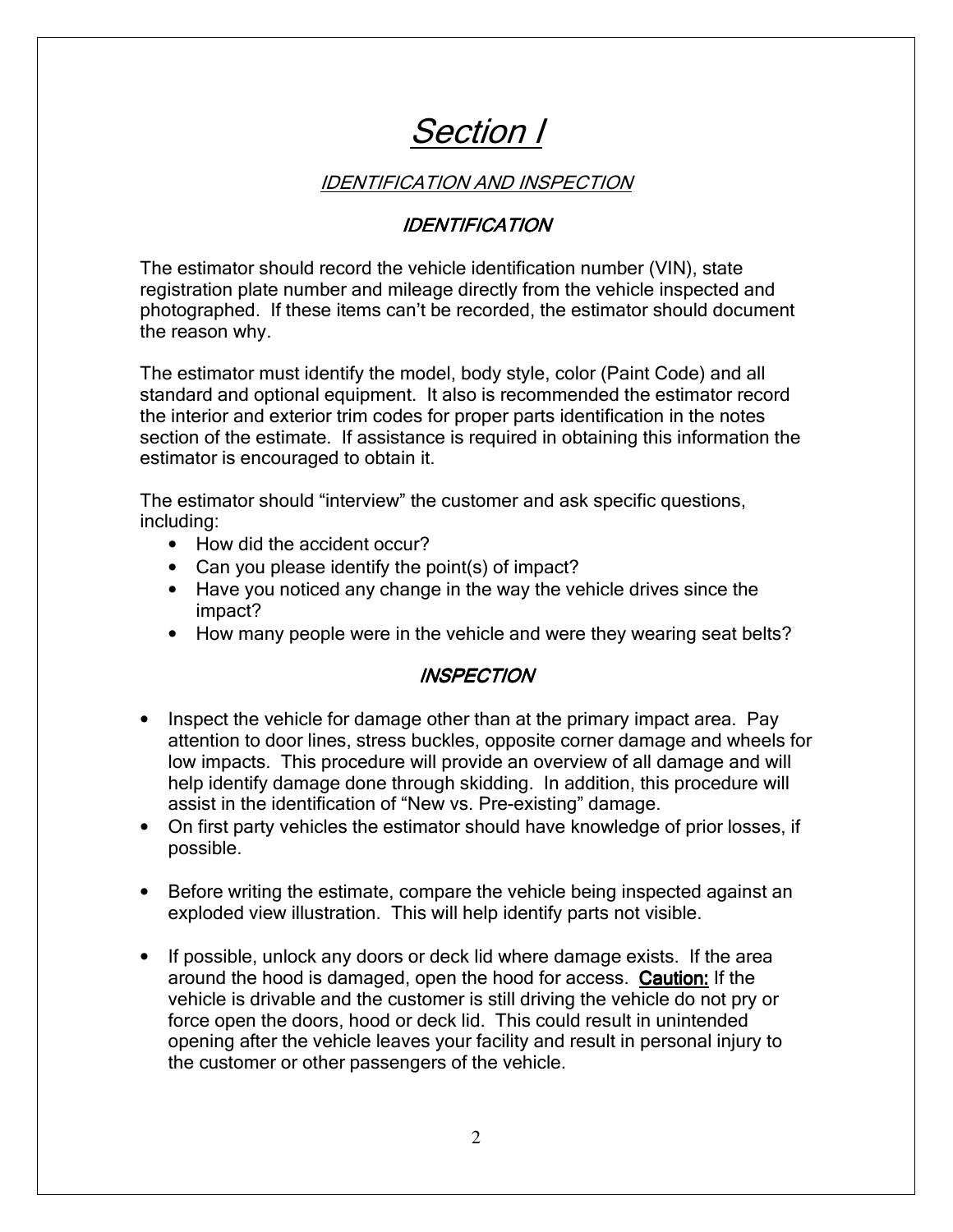# *Section I*

## *IDENTIFICATION AND INSPECTION*

### *IDENTIFICATION*

The estimator should record the vehicle identification number (VIN), state registration plate number and mileage directly from the vehicle inspected and photographed. If these items can't be recorded, the estimator should document the reason why.

The estimator must identify the model, body style, color (Paint Code) and all standard and optional equipment. It also is recommended the estimator record the interior and exterior trim codes for proper parts identification in the notes section of the estimate. If assistance is required in obtaining this information the estimator is encouraged to obtain it.

The estimator should "interview" the customer and ask specific questions, including:

- How did the accident occur?
- Can you please identify the point(s) of impact?
- Have you noticed any change in the way the vehicle drives since the impact?
- How many people were in the vehicle and were they wearing seat belts?

### *INSPECTION*

- Inspect the vehicle for damage other than at the primary impact area. Pay attention to door lines, stress buckles, opposite corner damage and wheels for low impacts. This procedure will provide an overview of all damage and will help identify damage done through skidding. In addition, this procedure will assist in the identification of "New vs. Pre-existing" damage.
- On first party vehicles the estimator should have knowledge of prior losses, if possible.
- Before writing the estimate, compare the vehicle being inspected against an exploded view illustration. This will help identify parts not visible.
- If possible, unlock any doors or deck lid where damage exists. If the area around the hood is damaged, open the hood for access. **Caution:** If the vehicle is drivable and the customer is still driving the vehicle do not pry or force open the doors, hood or deck lid. This could result in unintended opening after the vehicle leaves your facility and result in personal injury to the customer or other passengers of the vehicle.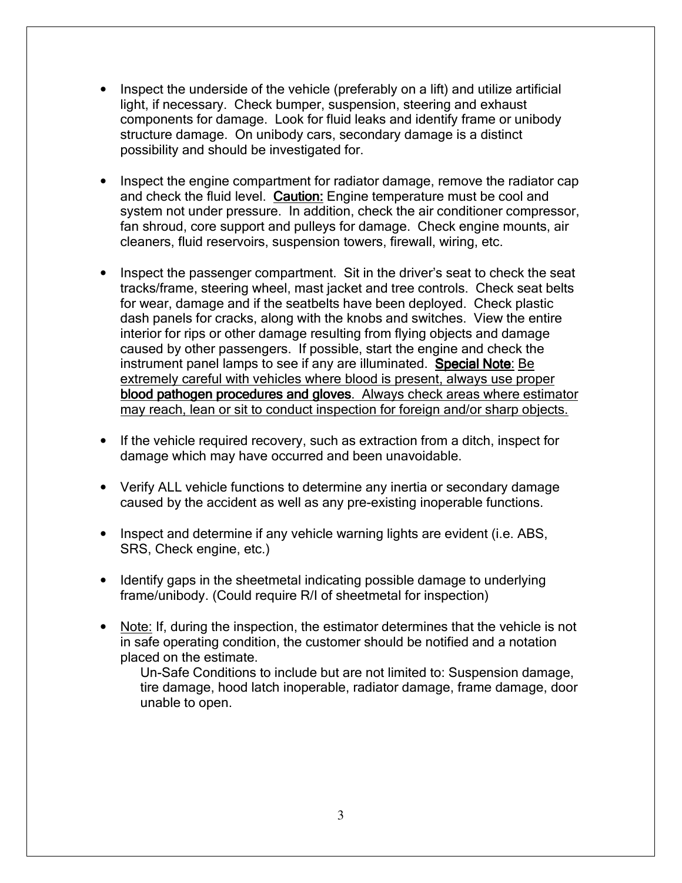- Inspect the underside of the vehicle (preferably on a lift) and utilize artificial light, if necessary. Check bumper, suspension, steering and exhaust components for damage. Look for fluid leaks and identify frame or unibody structure damage. On unibody cars, secondary damage is a distinct possibility and should be investigated for.

- Inspect the engine compartment for radiator damage, remove the radiator cap and check the fluid level. **Caution:** Engine temperature must be cool and system not under pressure. In addition, check the air conditioner compressor, fan shroud, core support and pulleys for damage. Check engine mounts, air cleaners, fluid reservoirs, suspension towers, firewall, wiring, etc.

- Inspect the passenger compartment. Sit in the driver's seat to check the seat tracks/frame, steering wheel, mast jacket and tree controls. Check seat belts for wear, damage and if the seatbelts have been deployed. Check plastic dash panels for cracks, along with the knobs and switches. View the entire interior for rips or other damage resulting from flying objects and damage caused by other passengers. If possible, start the engine and check the instrument panel lamps to see if any are illuminated. **Special Note**: Be extremely careful with vehicles where blood is present, always use proper **blood pathogen procedures and gloves**. Always check areas where estimator may reach, lean or sit to conduct inspection for foreign and/or sharp objects.

- If the vehicle required recovery, such as extraction from a ditch, inspect for damage which may have occurred and been unavoidable.

- Verify ALL vehicle functions to determine any inertia or secondary damage caused by the accident as well as any pre-existing inoperable functions.

- Inspect and determine if any vehicle warning lights are evident (i.e. ABS, SRS, Check engine, etc.)

- Identify gaps in the sheetmetal indicating possible damage to underlying frame/unibody. (Could require R/I of sheetmetal for inspection)

- Note: If, during the inspection, the estimator determines that the vehicle is not in safe operating condition, the customer should be notified and a notation placed on the estimate.

  Un-Safe Conditions to include but are not limited to: Suspension damage, tire damage, hood latch inoperable, radiator damage, frame damage, door unable to open.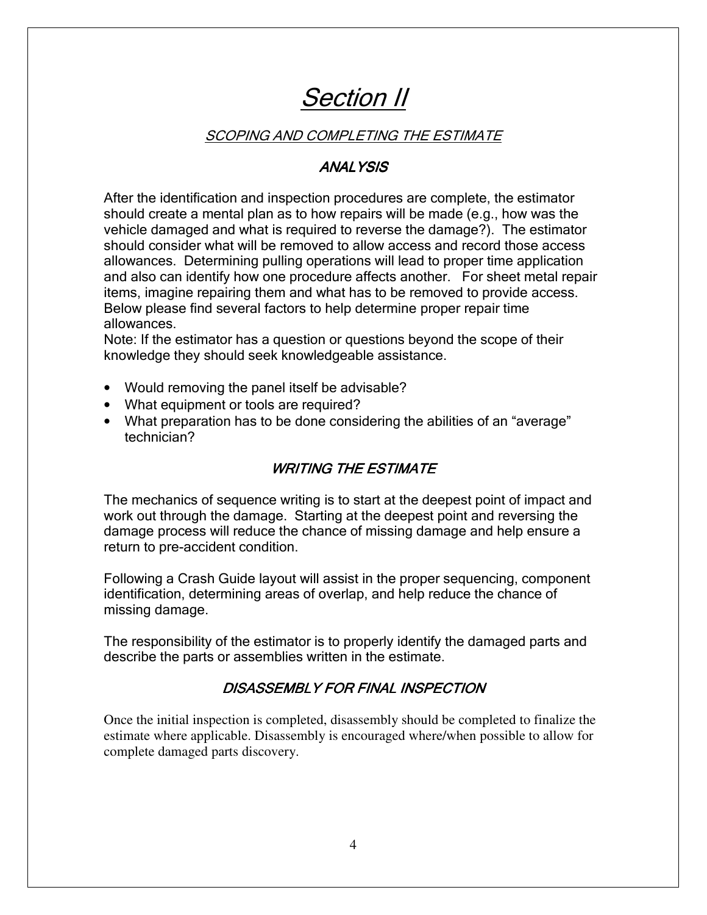# *Section II*

## *SCOPING AND COMPLETING THE ESTIMATE*

### *ANALYSIS*

After the identification and inspection procedures are complete, the estimator should create a mental plan as to how repairs will be made (e.g., how was the vehicle damaged and what is required to reverse the damage?). The estimator should consider what will be removed to allow access and record those access allowances. Determining pulling operations will lead to proper time application and also can identify how one procedure affects another. For sheet metal repair items, imagine repairing them and what has to be removed to provide access. Below please find several factors to help determine proper repair time allowances.
Note: If the estimator has a question or questions beyond the scope of their knowledge they should seek knowledgeable assistance.

- Would removing the panel itself be advisable?
- What equipment or tools are required?
- What preparation has to be done considering the abilities of an "average" technician?

### *WRITING THE ESTIMATE*

The mechanics of sequence writing is to start at the deepest point of impact and work out through the damage. Starting at the deepest point and reversing the damage process will reduce the chance of missing damage and help ensure a return to pre-accident condition.

Following a Crash Guide layout will assist in the proper sequencing, component identification, determining areas of overlap, and help reduce the chance of missing damage.

The responsibility of the estimator is to properly identify the damaged parts and describe the parts or assemblies written in the estimate.

### *DISASSEMBLY FOR FINAL INSPECTION*

Once the initial inspection is completed, disassembly should be completed to finalize the estimate where applicable. Disassembly is encouraged where/when possible to allow for complete damaged parts discovery.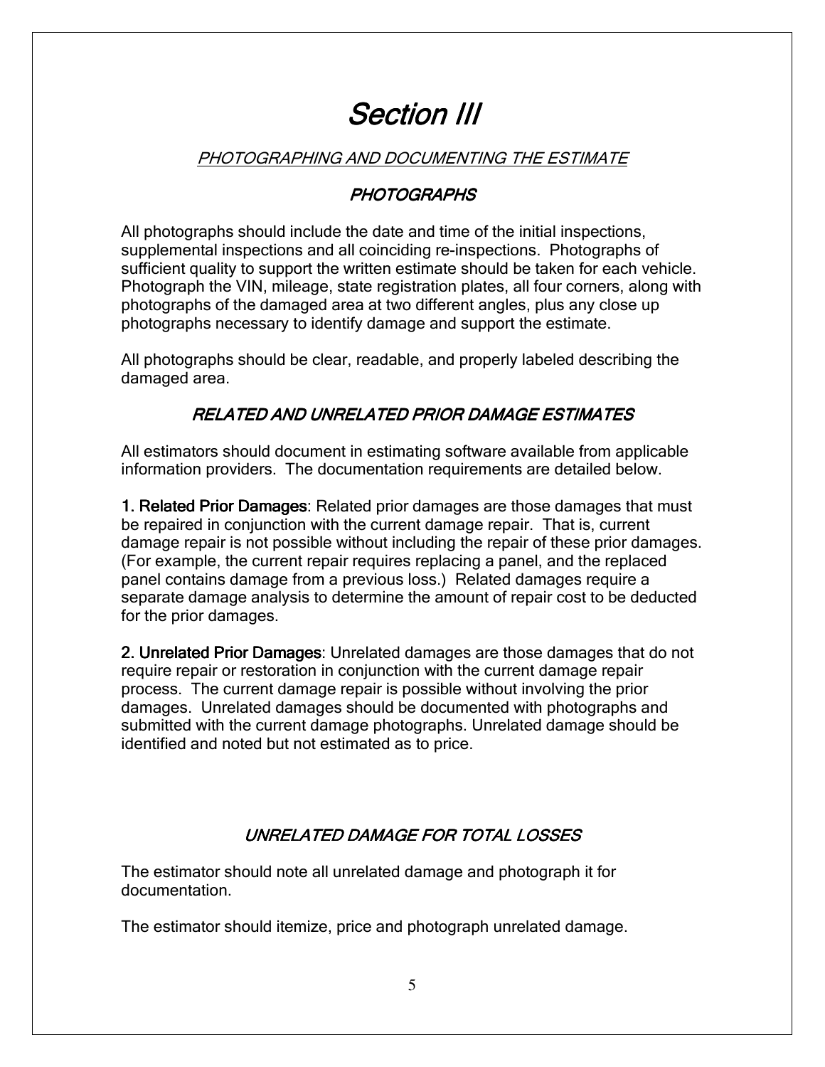# *Section III*

## *PHOTOGRAPHING AND DOCUMENTING THE ESTIMATE*

### *PHOTOGRAPHS*

All photographs should include the date and time of the initial inspections, supplemental inspections and all coinciding re-inspections. Photographs of sufficient quality to support the written estimate should be taken for each vehicle. Photograph the VIN, mileage, state registration plates, all four corners, along with photographs of the damaged area at two different angles, plus any close up photographs necessary to identify damage and support the estimate.

All photographs should be clear, readable, and properly labeled describing the damaged area.

### *RELATED AND UNRELATED PRIOR DAMAGE ESTIMATES*

All estimators should document in estimating software available from applicable information providers. The documentation requirements are detailed below.

**1. Related Prior Damages**: Related prior damages are those damages that must be repaired in conjunction with the current damage repair. That is, current damage repair is not possible without including the repair of these prior damages. (For example, the current repair requires replacing a panel, and the replaced panel contains damage from a previous loss.) Related damages require a separate damage analysis to determine the amount of repair cost to be deducted for the prior damages.

**2. Unrelated Prior Damages**: Unrelated damages are those damages that do not require repair or restoration in conjunction with the current damage repair process. The current damage repair is possible without involving the prior damages. Unrelated damages should be documented with photographs and submitted with the current damage photographs. Unrelated damage should be identified and noted but not estimated as to price.

### *UNRELATED DAMAGE FOR TOTAL LOSSES*

The estimator should note all unrelated damage and photograph it for documentation.

The estimator should itemize, price and photograph unrelated damage.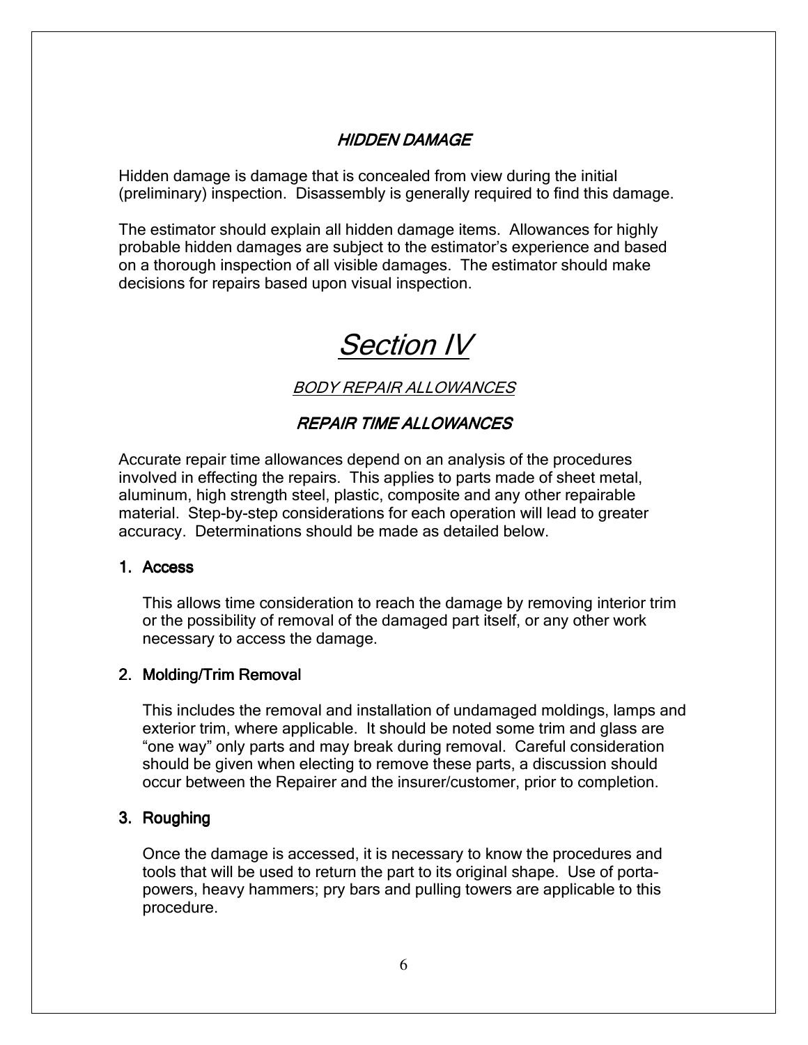### *HIDDEN DAMAGE*

Hidden damage is damage that is concealed from view during the initial (preliminary) inspection. Disassembly is generally required to find this damage.

The estimator should explain all hidden damage items. Allowances for highly probable hidden damages are subject to the estimator's experience and based on a thorough inspection of all visible damages. The estimator should make decisions for repairs based upon visual inspection.

# *Section IV*

## *BODY REPAIR ALLOWANCES*

### *REPAIR TIME ALLOWANCES*

Accurate repair time allowances depend on an analysis of the procedures involved in effecting the repairs. This applies to parts made of sheet metal, aluminum, high strength steel, plastic, composite and any other repairable material. Step-by-step considerations for each operation will lead to greater accuracy. Determinations should be made as detailed below.

1. **Access**

   This allows time consideration to reach the damage by removing interior trim or the possibility of removal of the damaged part itself, or any other work necessary to access the damage.

2. **Molding/Trim Removal**

   This includes the removal and installation of undamaged moldings, lamps and exterior trim, where applicable. It should be noted some trim and glass are "one way" only parts and may break during removal. Careful consideration should be given when electing to remove these parts, a discussion should occur between the Repairer and the insurer/customer, prior to completion.

3. **Roughing**

   Once the damage is accessed, it is necessary to know the procedures and tools that will be used to return the part to its original shape. Use of porta-powers, heavy hammers; pry bars and pulling towers are applicable to this procedure.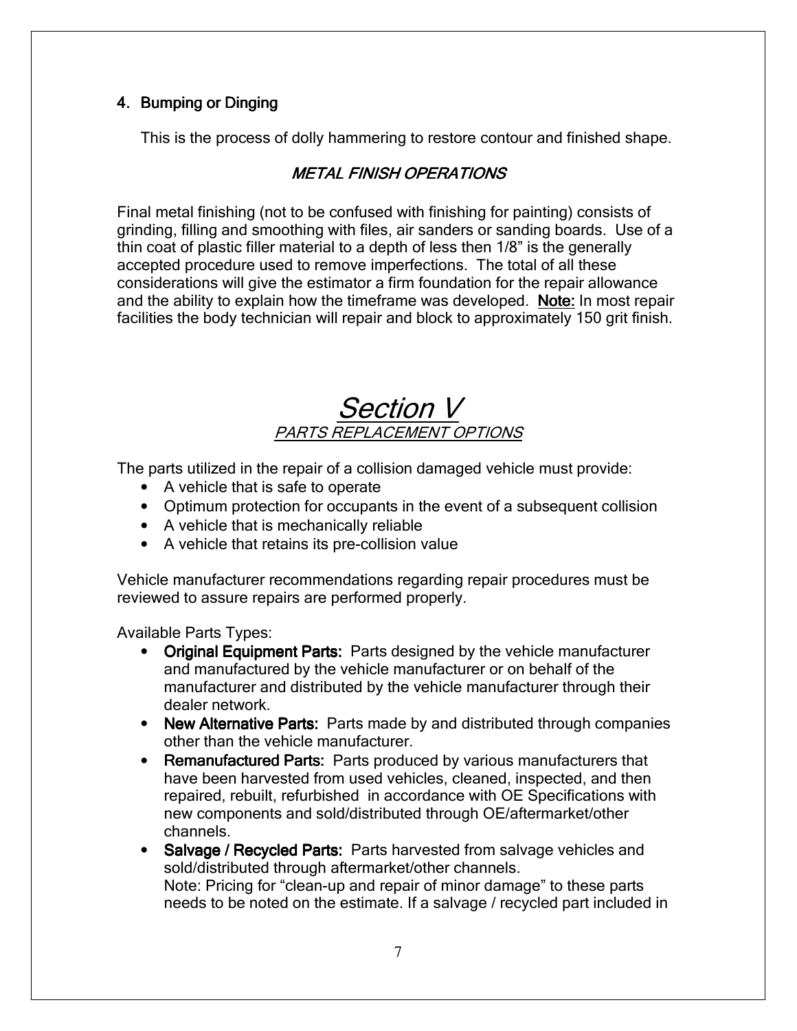4. **Bumping or Dinging**

   This is the process of dolly hammering to restore contour and finished shape.

### *METAL FINISH OPERATIONS*

Final metal finishing (not to be confused with finishing for painting) consists of grinding, filling and smoothing with files, air sanders or sanding boards. Use of a thin coat of plastic filler material to a depth of less then 1/8" is the generally accepted procedure used to remove imperfections. The total of all these considerations will give the estimator a firm foundation for the repair allowance and the ability to explain how the timeframe was developed. **Note:** In most repair facilities the body technician will repair and block to approximately 150 grit finish.

# *Section V*

## *PARTS REPLACEMENT OPTIONS*

The parts utilized in the repair of a collision damaged vehicle must provide:

- A vehicle that is safe to operate
- Optimum protection for occupants in the event of a subsequent collision
- A vehicle that is mechanically reliable
- A vehicle that retains its pre-collision value

Vehicle manufacturer recommendations regarding repair procedures must be reviewed to assure repairs are performed properly.

Available Parts Types:

- **Original Equipment Parts:** Parts designed by the vehicle manufacturer and manufactured by the vehicle manufacturer or on behalf of the manufacturer and distributed by the vehicle manufacturer through their dealer network.
- **New Alternative Parts:** Parts made by and distributed through companies other than the vehicle manufacturer.
- **Remanufactured Parts:** Parts produced by various manufacturers that have been harvested from used vehicles, cleaned, inspected, and then repaired, rebuilt, refurbished in accordance with OE Specifications with new components and sold/distributed through OE/aftermarket/other channels.
- **Salvage / Recycled Parts:** Parts harvested from salvage vehicles and sold/distributed through aftermarket/other channels.
  Note: Pricing for "clean-up and repair of minor damage" to these parts needs to be noted on the estimate. If a salvage / recycled part included in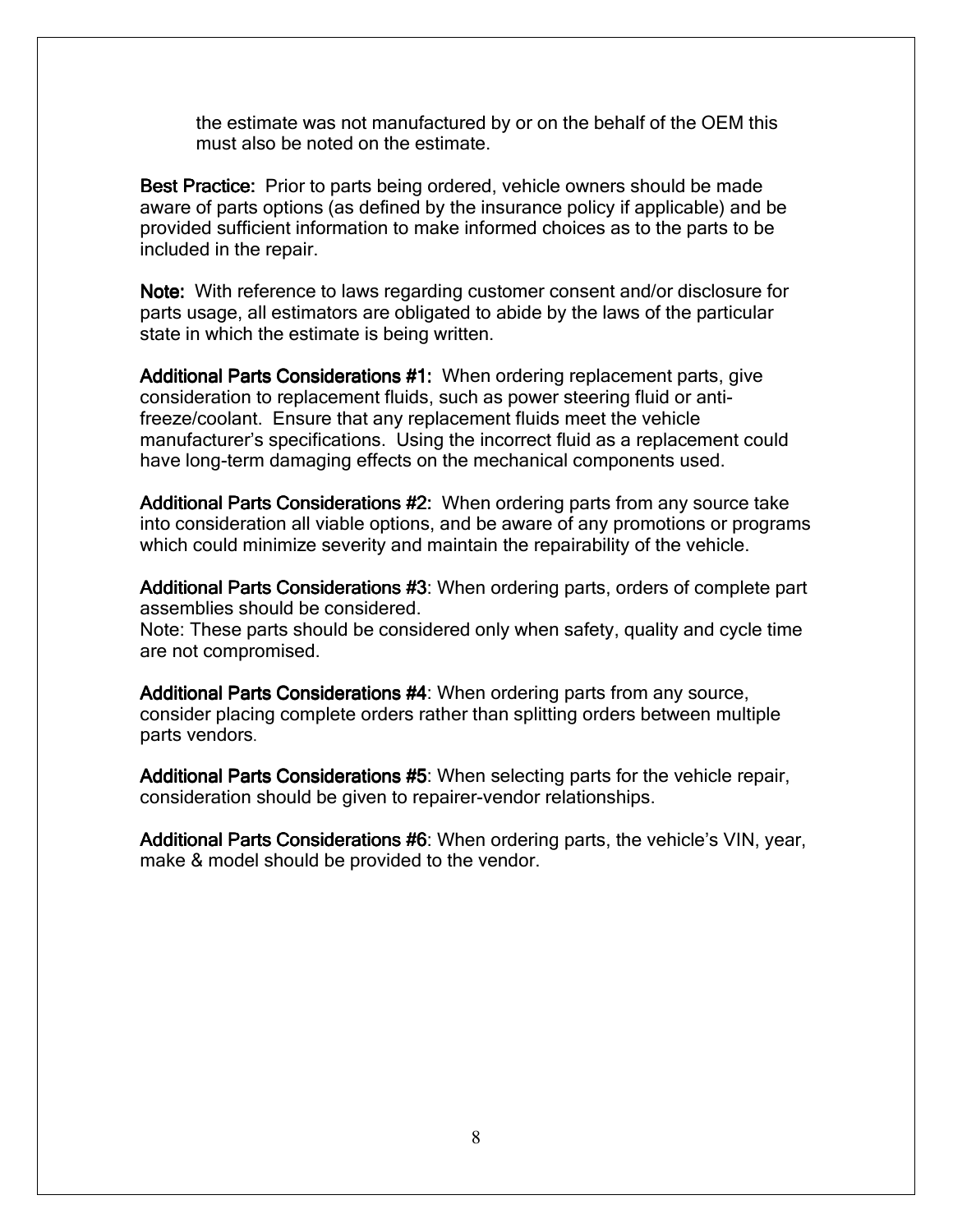the estimate was not manufactured by or on the behalf of the OEM this must also be noted on the estimate.

**Best Practice:** Prior to parts being ordered, vehicle owners should be made aware of parts options (as defined by the insurance policy if applicable) and be provided sufficient information to make informed choices as to the parts to be included in the repair.

**Note:** With reference to laws regarding customer consent and/or disclosure for parts usage, all estimators are obligated to abide by the laws of the particular state in which the estimate is being written.

**Additional Parts Considerations #1:** When ordering replacement parts, give consideration to replacement fluids, such as power steering fluid or anti-freeze/coolant. Ensure that any replacement fluids meet the vehicle manufacturer's specifications. Using the incorrect fluid as a replacement could have long-term damaging effects on the mechanical components used.

**Additional Parts Considerations #2:** When ordering parts from any source take into consideration all viable options, and be aware of any promotions or programs which could minimize severity and maintain the repairability of the vehicle.

**Additional Parts Considerations #3**: When ordering parts, orders of complete part assemblies should be considered.
Note: These parts should be considered only when safety, quality and cycle time are not compromised.

**Additional Parts Considerations #4**: When ordering parts from any source, consider placing complete orders rather than splitting orders between multiple parts vendors.

**Additional Parts Considerations #5**: When selecting parts for the vehicle repair, consideration should be given to repairer-vendor relationships.

**Additional Parts Considerations #6**: When ordering parts, the vehicle's VIN, year, make & model should be provided to the vendor.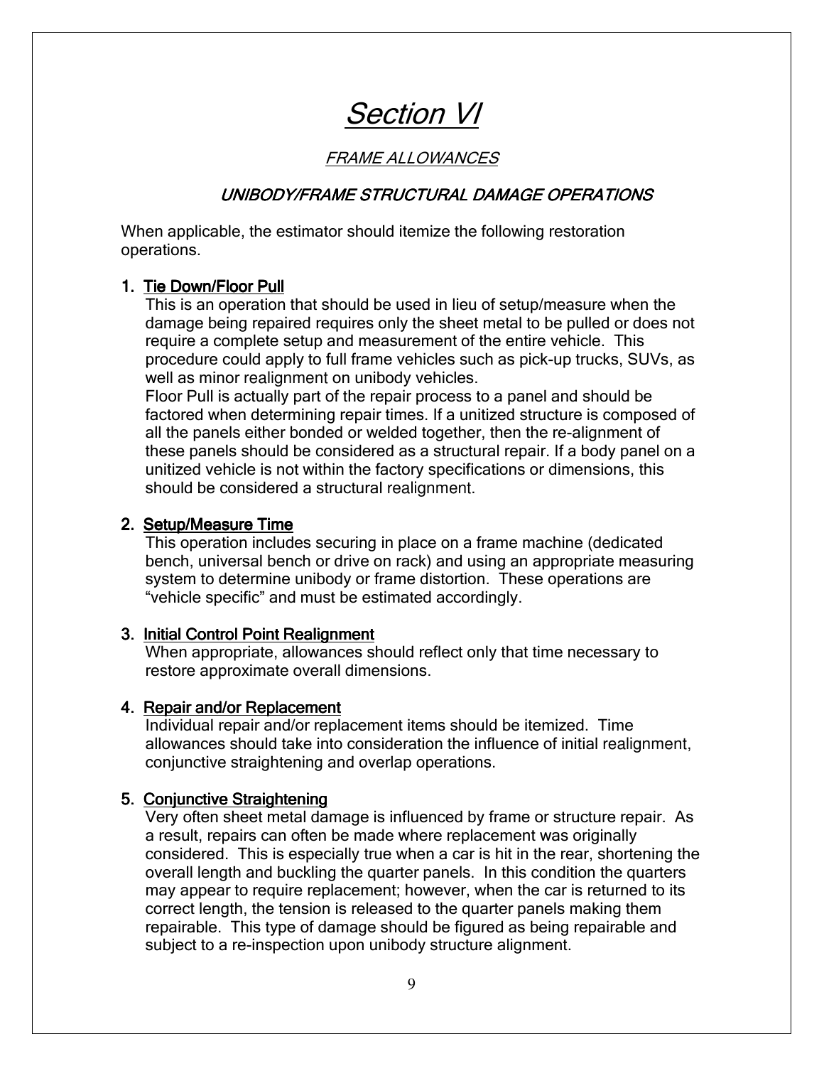# *Section VI*

## *FRAME ALLOWANCES*

### *UNIBODY/FRAME STRUCTURAL DAMAGE OPERATIONS*

When applicable, the estimator should itemize the following restoration operations.

**1. Tie Down/Floor Pull**

This is an operation that should be used in lieu of setup/measure when the damage being repaired requires only the sheet metal to be pulled or does not require a complete setup and measurement of the entire vehicle. This procedure could apply to full frame vehicles such as pick-up trucks, SUVs, as well as minor realignment on unibody vehicles.

Floor Pull is actually part of the repair process to a panel and should be factored when determining repair times. If a unitized structure is composed of all the panels either bonded or welded together, then the re-alignment of these panels should be considered as a structural repair. If a body panel on a unitized vehicle is not within the factory specifications or dimensions, this should be considered a structural realignment.

**2. Setup/Measure Time**

This operation includes securing in place on a frame machine (dedicated bench, universal bench or drive on rack) and using an appropriate measuring system to determine unibody or frame distortion. These operations are "vehicle specific" and must be estimated accordingly.

**3. Initial Control Point Realignment**

When appropriate, allowances should reflect only that time necessary to restore approximate overall dimensions.

**4. Repair and/or Replacement**

Individual repair and/or replacement items should be itemized. Time allowances should take into consideration the influence of initial realignment, conjunctive straightening and overlap operations.

**5. Conjunctive Straightening**

Very often sheet metal damage is influenced by frame or structure repair. As a result, repairs can often be made where replacement was originally considered. This is especially true when a car is hit in the rear, shortening the overall length and buckling the quarter panels. In this condition the quarters may appear to require replacement; however, when the car is returned to its correct length, the tension is released to the quarter panels making them repairable. This type of damage should be figured as being repairable and subject to a re-inspection upon unibody structure alignment.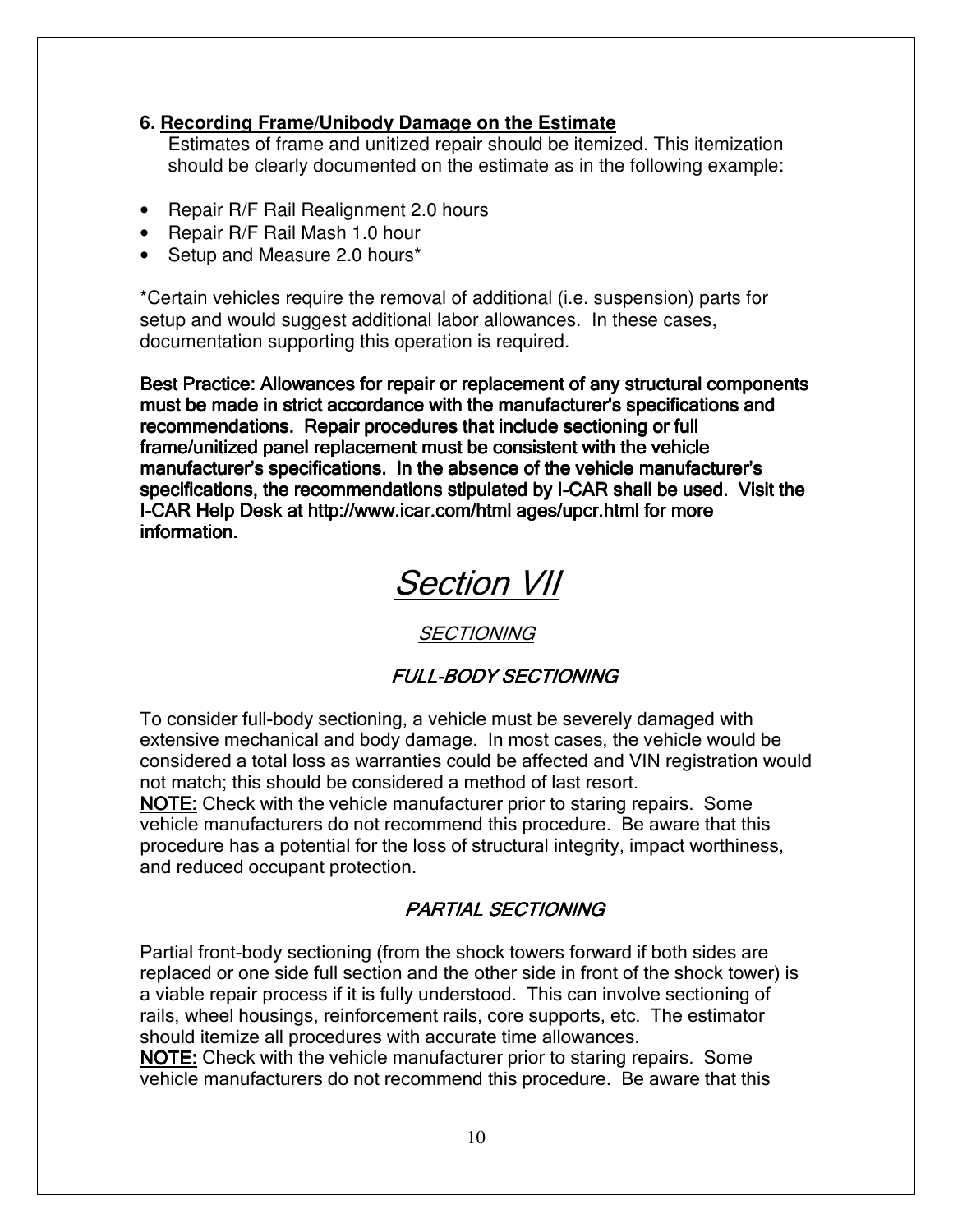**6. Recording Frame/Unibody Damage on the Estimate**

Estimates of frame and unitized repair should be itemized. This itemization should be clearly documented on the estimate as in the following example:

- Repair R/F Rail Realignment 2.0 hours
- Repair R/F Rail Mash 1.0 hour
- Setup and Measure 2.0 hours*

*Certain vehicles require the removal of additional (i.e. suspension) parts for setup and would suggest additional labor allowances. In these cases, documentation supporting this operation is required.

**Best Practice: Allowances for repair or replacement of any structural components must be made in strict accordance with the manufacturer's specifications and recommendations. Repair procedures that include sectioning or full frame/unitized panel replacement must be consistent with the vehicle manufacturer's specifications. In the absence of the vehicle manufacturer's specifications, the recommendations stipulated by I-CAR shall be used. Visit the I-CAR Help Desk at http://www.icar.com/html ages/upcr.html for more information.**

# *Section VII*

## *SECTIONING*

### *FULL-BODY SECTIONING*

To consider full-body sectioning, a vehicle must be severely damaged with extensive mechanical and body damage. In most cases, the vehicle would be considered a total loss as warranties could be affected and VIN registration would not match; this should be considered a method of last resort.

**NOTE:** Check with the vehicle manufacturer prior to staring repairs. Some vehicle manufacturers do not recommend this procedure. Be aware that this procedure has a potential for the loss of structural integrity, impact worthiness, and reduced occupant protection.

### *PARTIAL SECTIONING*

Partial front-body sectioning (from the shock towers forward if both sides are replaced or one side full section and the other side in front of the shock tower) is a viable repair process if it is fully understood. This can involve sectioning of rails, wheel housings, reinforcement rails, core supports, etc. The estimator should itemize all procedures with accurate time allowances.

**NOTE:** Check with the vehicle manufacturer prior to staring repairs. Some vehicle manufacturers do not recommend this procedure. Be aware that this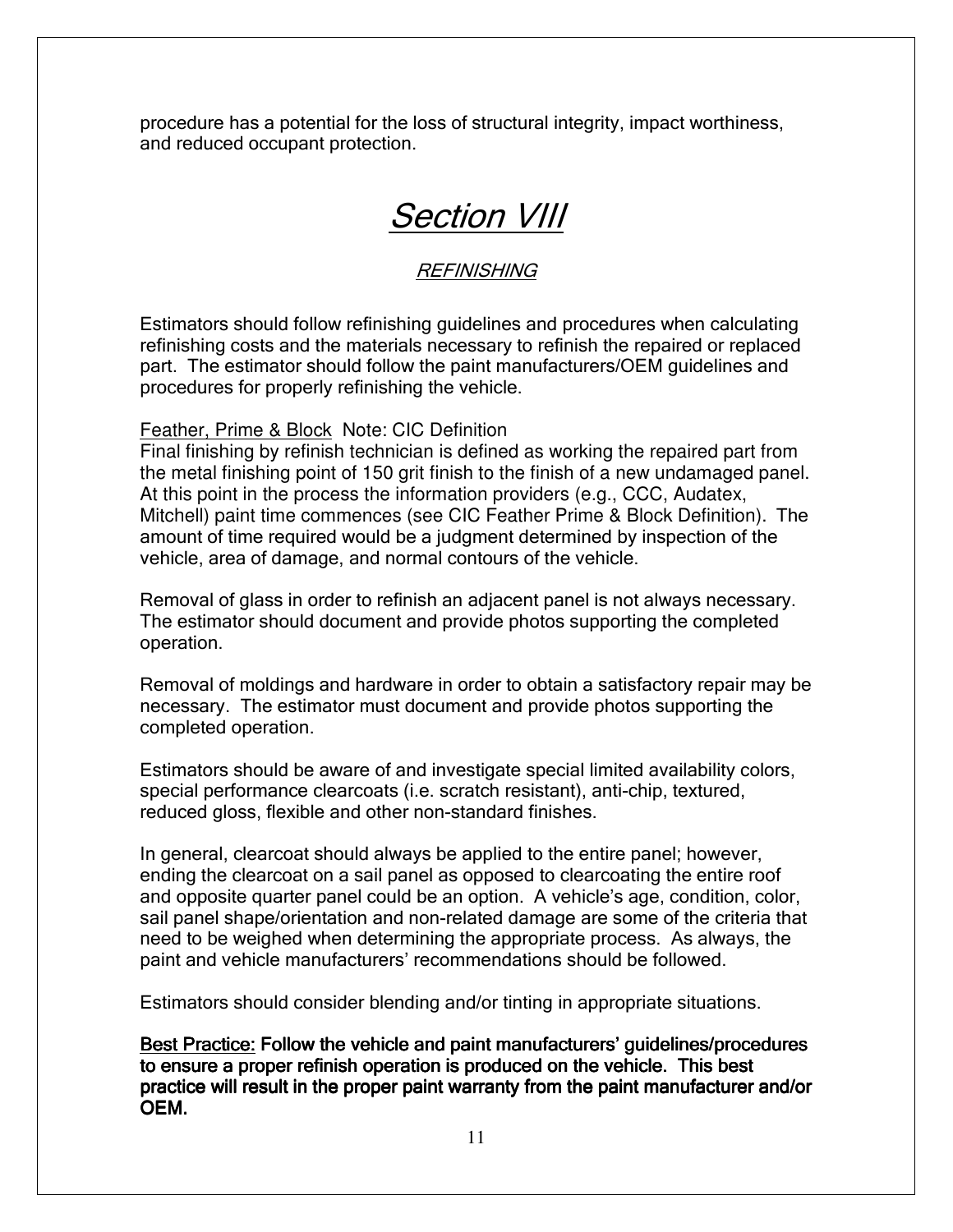procedure has a potential for the loss of structural integrity, impact worthiness, and reduced occupant protection.

# *Section VIII*

## *REFINISHING*

Estimators should follow refinishing guidelines and procedures when calculating refinishing costs and the materials necessary to refinish the repaired or replaced part. The estimator should follow the paint manufacturers/OEM guidelines and procedures for properly refinishing the vehicle.

Feather, Prime & Block Note: CIC Definition
Final finishing by refinish technician is defined as working the repaired part from the metal finishing point of 150 grit finish to the finish of a new undamaged panel. At this point in the process the information providers (e.g., CCC, Audatex, Mitchell) paint time commences (see CIC Feather Prime & Block Definition). The amount of time required would be a judgment determined by inspection of the vehicle, area of damage, and normal contours of the vehicle.

Removal of glass in order to refinish an adjacent panel is not always necessary. The estimator should document and provide photos supporting the completed operation.

Removal of moldings and hardware in order to obtain a satisfactory repair may be necessary. The estimator must document and provide photos supporting the completed operation.

Estimators should be aware of and investigate special limited availability colors, special performance clearcoats (i.e. scratch resistant), anti-chip, textured, reduced gloss, flexible and other non-standard finishes.

In general, clearcoat should always be applied to the entire panel; however, ending the clearcoat on a sail panel as opposed to clearcoating the entire roof and opposite quarter panel could be an option. A vehicle's age, condition, color, sail panel shape/orientation and non-related damage are some of the criteria that need to be weighed when determining the appropriate process. As always, the paint and vehicle manufacturers' recommendations should be followed.

Estimators should consider blending and/or tinting in appropriate situations.

**Best Practice: Follow the vehicle and paint manufacturers' guidelines/procedures to ensure a proper refinish operation is produced on the vehicle. This best practice will result in the proper paint warranty from the paint manufacturer and/or OEM.**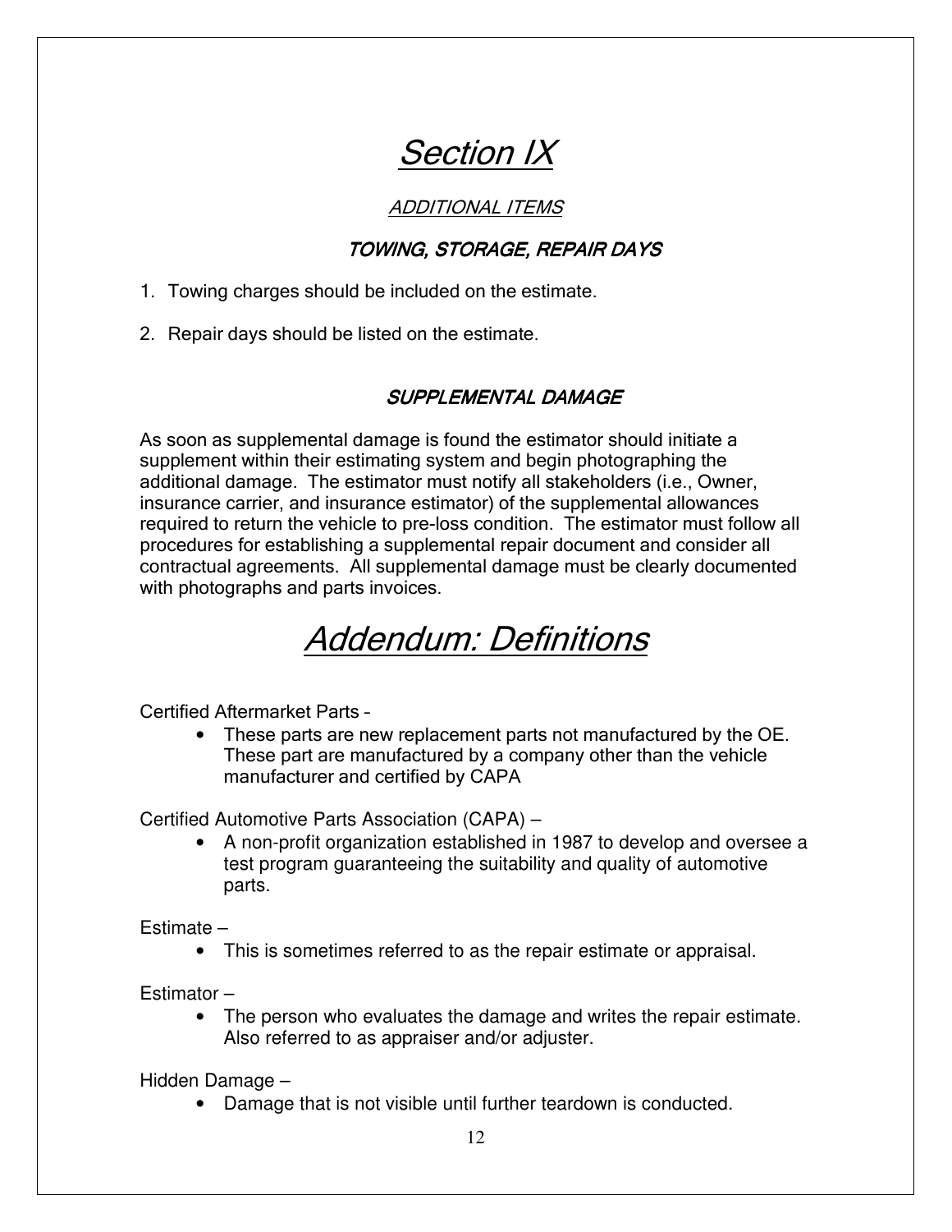# *Section IX*

## *ADDITIONAL ITEMS*

### *TOWING, STORAGE, REPAIR DAYS*

1. Towing charges should be included on the estimate.
2. Repair days should be listed on the estimate.

### *SUPPLEMENTAL DAMAGE*

As soon as supplemental damage is found the estimator should initiate a supplement within their estimating system and begin photographing the additional damage. The estimator must notify all stakeholders (i.e., Owner, insurance carrier, and insurance estimator) of the supplemental allowances required to return the vehicle to pre-loss condition. The estimator must follow all procedures for establishing a supplemental repair document and consider all contractual agreements. All supplemental damage must be clearly documented with photographs and parts invoices.

# *Addendum: Definitions*

Certified Aftermarket Parts –

- These parts are new replacement parts not manufactured by the OE. These part are manufactured by a company other than the vehicle manufacturer and certified by CAPA

Certified Automotive Parts Association (CAPA) –

- A non-profit organization established in 1987 to develop and oversee a test program guaranteeing the suitability and quality of automotive parts.

Estimate –

- This is sometimes referred to as the repair estimate or appraisal.

Estimator –

- The person who evaluates the damage and writes the repair estimate. Also referred to as appraiser and/or adjuster.

Hidden Damage –

- Damage that is not visible until further teardown is conducted.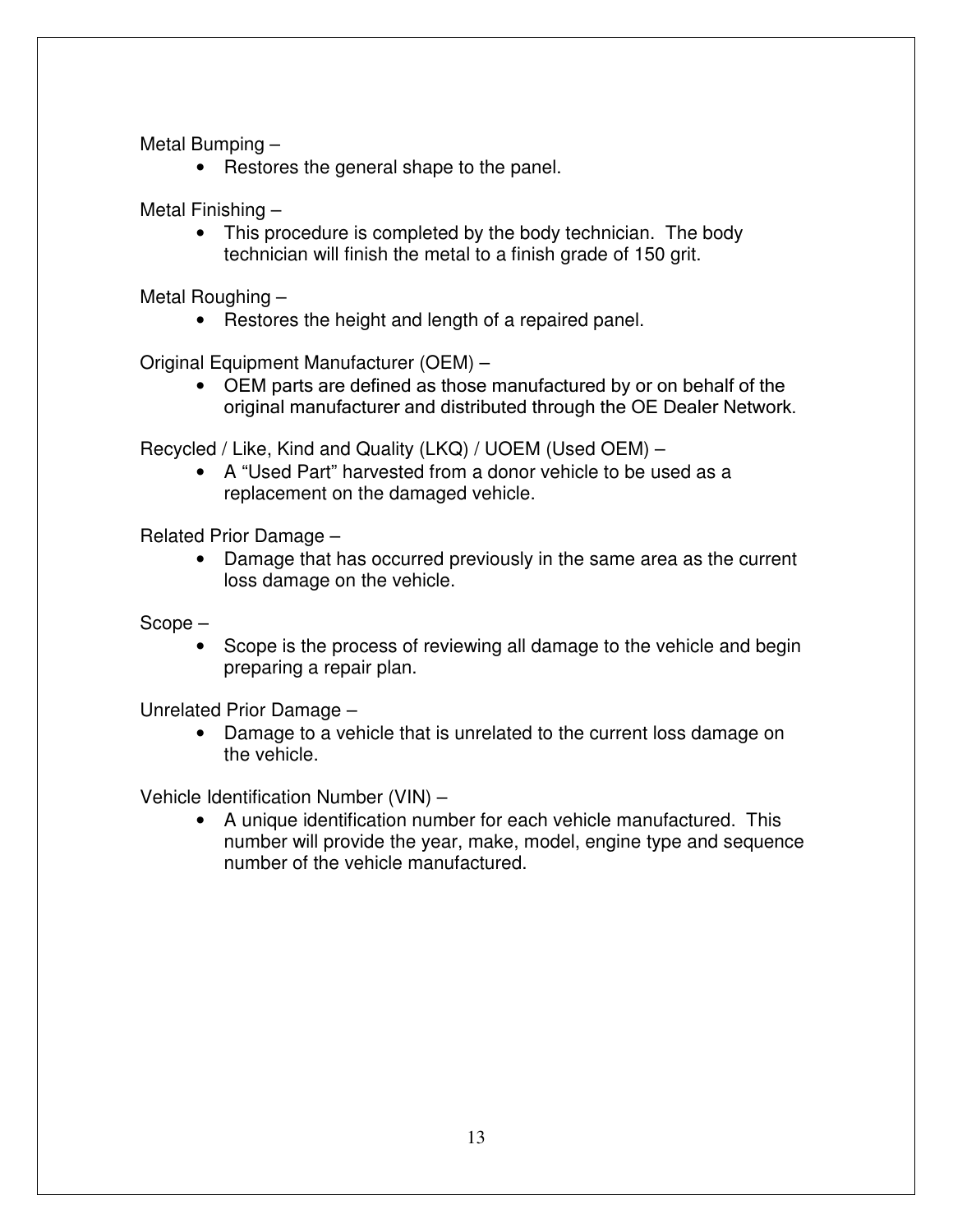Metal Bumping –

- Restores the general shape to the panel.

Metal Finishing –

- This procedure is completed by the body technician. The body technician will finish the metal to a finish grade of 150 grit.

Metal Roughing –

- Restores the height and length of a repaired panel.

Original Equipment Manufacturer (OEM) –

- OEM parts are defined as those manufactured by or on behalf of the original manufacturer and distributed through the OE Dealer Network.

Recycled / Like, Kind and Quality (LKQ) / UOEM (Used OEM) –

- A “Used Part” harvested from a donor vehicle to be used as a replacement on the damaged vehicle.

Related Prior Damage –

- Damage that has occurred previously in the same area as the current loss damage on the vehicle.

Scope –

- Scope is the process of reviewing all damage to the vehicle and begin preparing a repair plan.

Unrelated Prior Damage –

- Damage to a vehicle that is unrelated to the current loss damage on the vehicle.

Vehicle Identification Number (VIN) –

- A unique identification number for each vehicle manufactured. This number will provide the year, make, model, engine type and sequence number of the vehicle manufactured.